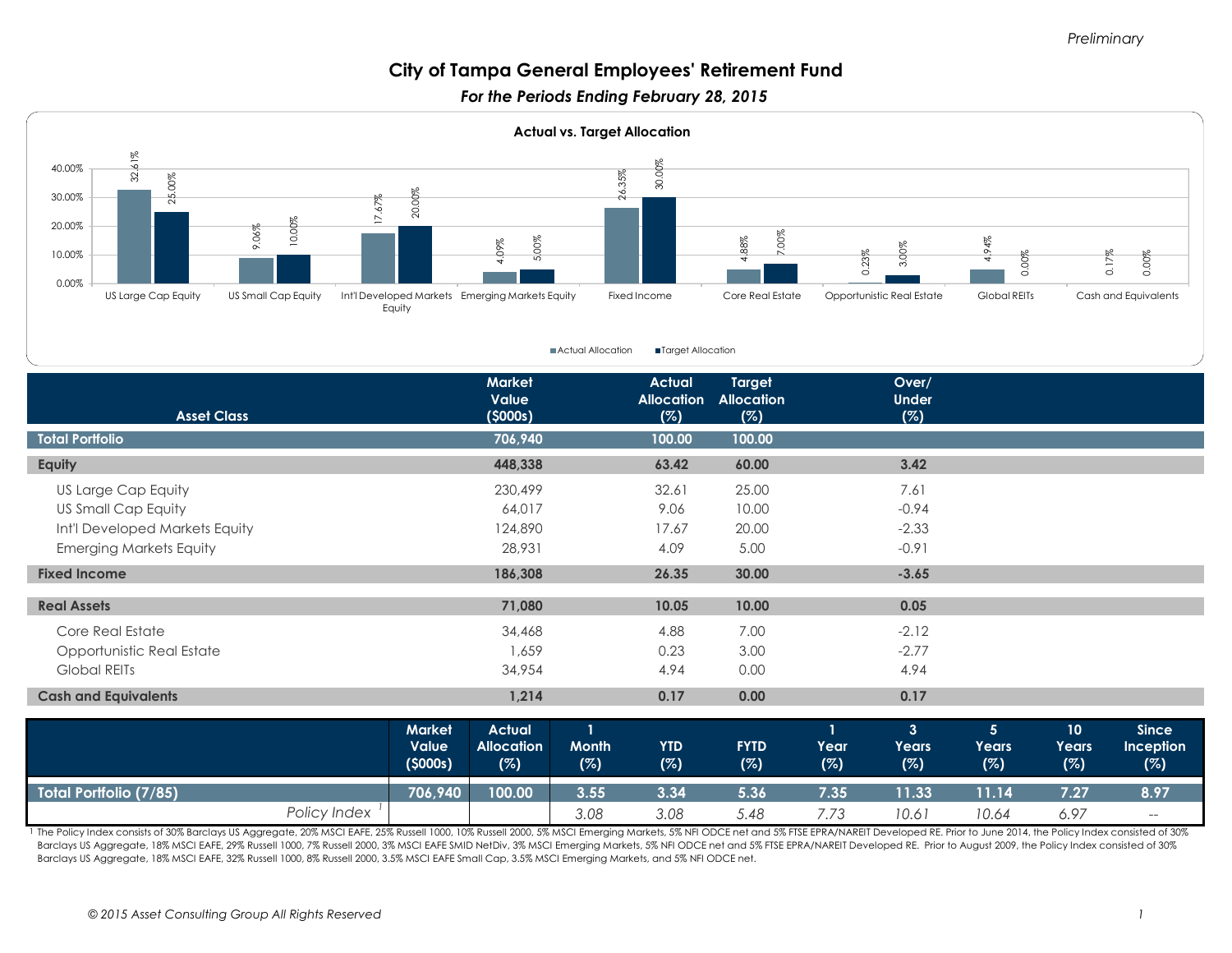Preliminary

# City of Tampa General Employees' Retirement Fund

*For the Periods Ending February 28, 2015*

**Actual vs. Target Allocation**

| Asset Class | Actual Allocation | Target Allocation |
|---|---|---|
| US Large Cap Equity | 32.61% | 25.00% |
| US Small Cap Equity | 9.06% | 10.00% |
| Int'l Developed Markets Equity | 17.67% | 20.00% |
| Emerging Markets Equity | 4.09% | 5.00% |
| Fixed Income | 26.35% | 30.00% |
| Core Real Estate | 4.88% | 7.00% |
| Opportunistic Real Estate | 0.23% | 3.00% |
| Global REITs | 4.94% | 0.00% |
| Cash and Equivalents | 0.17% | 0.00% |

| Asset Class | Market Value ($000s) | Actual Allocation (%) | Target Allocation (%) | Over/ Under (%) |
|---|---|---|---|---|
| **Total Portfolio** | **706,940** | **100.00** | **100.00** | |
| **Equity** | **448,338** | **63.42** | **60.00** | **3.42** |
| US Large Cap Equity | 230,499 | 32.61 | 25.00 | 7.61 |
| US Small Cap Equity | 64,017 | 9.06 | 10.00 | -0.94 |
| Int'l Developed Markets Equity | 124,890 | 17.67 | 20.00 | -2.33 |
| Emerging Markets Equity | 28,931 | 4.09 | 5.00 | -0.91 |
| **Fixed Income** | **186,308** | **26.35** | **30.00** | **-3.65** |
| **Real Assets** | **71,080** | **10.05** | **10.00** | **0.05** |
| Core Real Estate | 34,468 | 4.88 | 7.00 | -2.12 |
| Opportunistic Real Estate | 1,659 | 0.23 | 3.00 | -2.77 |
| Global REITs | 34,954 | 4.94 | 0.00 | 4.94 |
| **Cash and Equivalents** | **1,214** | **0.17** | **0.00** | **0.17** |

| | Market Value ($000s) | Actual Allocation (%) | 1 Month (%) | YTD (%) | FYTD (%) | 1 Year (%) | 3 Years (%) | 5 Years (%) | 10 Years (%) | Since Inception (%) |
|---|---|---|---|---|---|---|---|---|---|---|
| **Total Portfolio (7/85)** | **706,940** | **100.00** | **3.55** | **3.34** | **5.36** | **7.35** | **11.33** | **11.14** | **7.27** | **8.97** |
| *Policy Index* [1] | | | *3.08* | *3.08* | *5.48* | *7.73* | *10.61* | *10.64* | *6.97* | *--* |

[1] The Policy Index consists of 30% Barclays US Aggregate, 20% MSCI EAFE, 25% Russell 1000, 10% Russell 2000, 5% MSCI Emerging Markets, 5% NFI ODCE net and 5% FTSE EPRA/NAREIT Developed RE. Prior to June 2014, the Policy Index consisted of 30% Barclays US Aggregate, 18% MSCI EAFE, 29% Russell 1000, 7% Russell 2000, 3% MSCI EAFE SMID NetDiv, 3% MSCI Emerging Markets, 5% NFI ODCE net and 5% FTSE EPRA/NAREIT Developed RE. Prior to August 2009, the Policy Index consisted of 30% Barclays US Aggregate, 18% MSCI EAFE, 32% Russell 1000, 8% Russell 2000, 3.5% MSCI EAFE Small Cap, 3.5% MSCI Emerging Markets, and 5% NFI ODCE net.

© 2015 Asset Consulting Group All Rights Reserved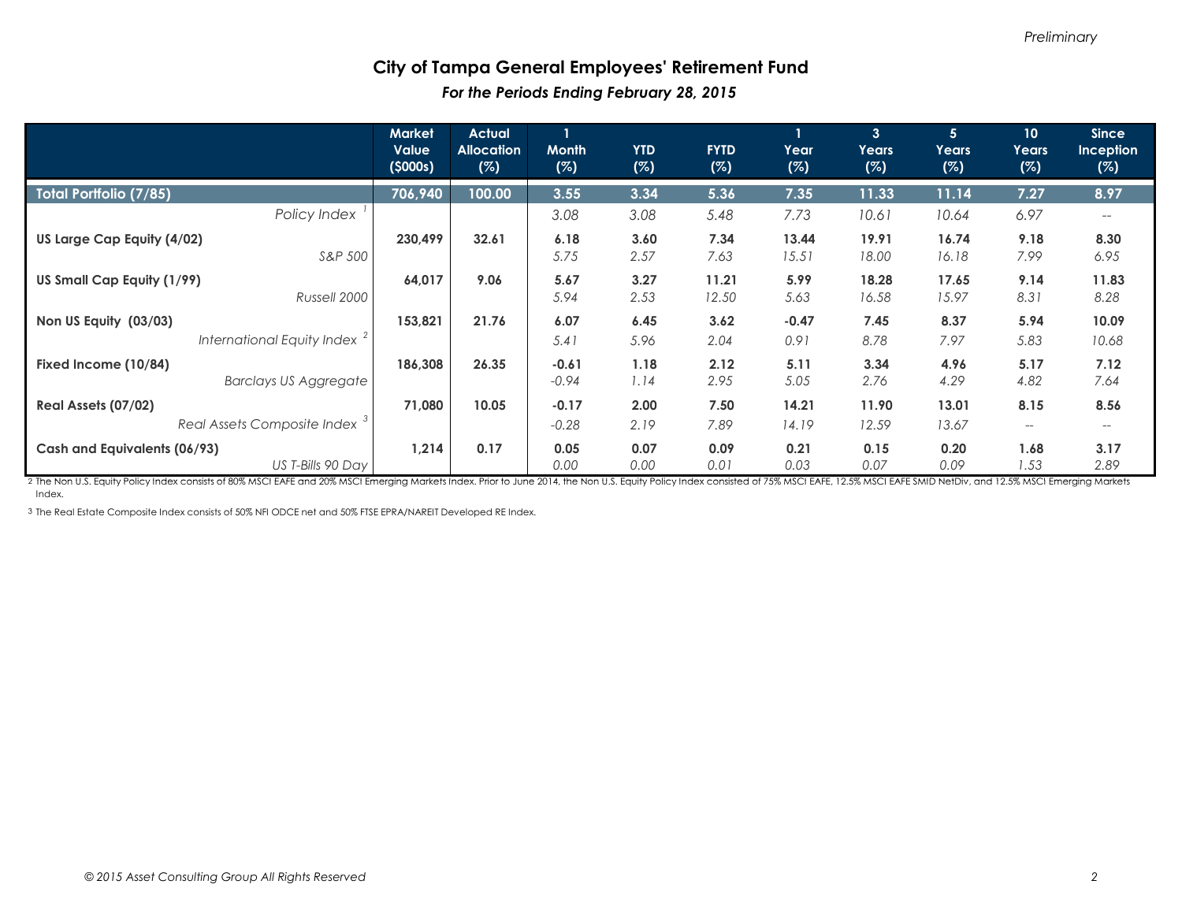*Preliminary*

# City of Tampa General Employees' Retirement Fund

### *For the Periods Ending February 28, 2015*

| | Market Value ($000s) | Actual Allocation (%) | 1 Month (%) | YTD (%) | FYTD (%) | 1 Year (%) | 3 Years (%) | 5 Years (%) | 10 Years (%) | Since Inception (%) |
|---|---|---|---|---|---|---|---|---|---|---|
| **Total Portfolio (7/85)** | **706,940** | **100.00** | **3.55** | **3.34** | **5.36** | **7.35** | **11.33** | **11.14** | **7.27** | **8.97** |
| *Policy Index* [1] | | | *3.08* | *3.08* | *5.48* | *7.73* | *10.61* | *10.64* | *6.97* | *--* |
| **US Large Cap Equity (4/02)** | **230,499** | **32.61** | **6.18** | **3.60** | **7.34** | **13.44** | **19.91** | **16.74** | **9.18** | **8.30** |
| *S&P 500* | | | *5.75* | *2.57* | *7.63* | *15.51* | *18.00* | *16.18* | *7.99* | *6.95* |
| **US Small Cap Equity (1/99)** | **64,017** | **9.06** | **5.67** | **3.27** | **11.21** | **5.99** | **18.28** | **17.65** | **9.14** | **11.83** |
| *Russell 2000* | | | *5.94* | *2.53* | *12.50* | *5.63* | *16.58* | *15.97* | *8.31* | *8.28* |
| **Non US Equity (03/03)** | **153,821** | **21.76** | **6.07** | **6.45** | **3.62** | **-0.47** | **7.45** | **8.37** | **5.94** | **10.09** |
| *International Equity Index* [2] | | | *5.41* | *5.96* | *2.04* | *0.91* | *8.78* | *7.97* | *5.83* | *10.68* |
| **Fixed Income (10/84)** | **186,308** | **26.35** | **-0.61** | **1.18** | **2.12** | **5.11** | **3.34** | **4.96** | **5.17** | **7.12** |
| *Barclays US Aggregate* | | | *-0.94* | *1.14* | *2.95* | *5.05* | *2.76* | *4.29* | *4.82* | *7.64* |
| **Real Assets (07/02)** | **71,080** | **10.05** | **-0.17** | **2.00** | **7.50** | **14.21** | **11.90** | **13.01** | **8.15** | **8.56** |
| *Real Assets Composite Index* [3] | | | *-0.28* | *2.19* | *7.89* | *14.19* | *12.59* | *13.67* | *--* | *--* |
| **Cash and Equivalents (06/93)** | **1,214** | **0.17** | **0.05** | **0.07** | **0.09** | **0.21** | **0.15** | **0.20** | **1.68** | **3.17** |
| *US T-Bills 90 Day* | | | *0.00* | *0.00* | *0.01* | *0.03* | *0.07* | *0.09* | *1.53* | *2.89* |

[2] The Non U.S. Equity Policy Index consists of 80% MSCI EAFE and 20% MSCI Emerging Markets Index. Prior to June 2014, the Non U.S. Equity Policy Index consisted of 75% MSCI EAFE, 12.5% MSCI EAFE SMID NetDiv, and 12.5% MSCI Emerging Markets Index.

[3] The Real Estate Composite Index consists of 50% NFI ODCE net and 50% FTSE EPRA/NAREIT Developed RE Index.

*© 2015 Asset Consulting Group All Rights Reserved*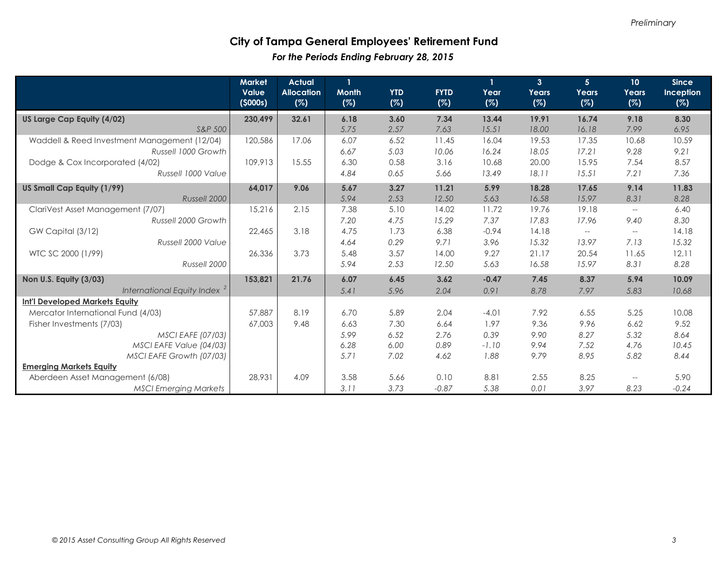*Preliminary*

# City of Tampa General Employees' Retirement Fund

*For the Periods Ending February 28, 2015*

| | Market Value ($000s) | Actual Allocation (%) | 1 Month (%) | YTD (%) | FYTD (%) | 1 Year (%) | 3 Years (%) | 5 Years (%) | 10 Years (%) | Since Inception (%) |
|---|---|---|---|---|---|---|---|---|---|---|
| **US Large Cap Equity (4/02)** | **230,499** | **32.61** | **6.18** | **3.60** | **7.34** | **13.44** | **19.91** | **16.74** | **9.18** | **8.30** |
| *S&P 500* | | | *5.75* | *2.57* | *7.63* | *15.51* | *18.00* | *16.18* | *7.99* | *6.95* |
| Waddell & Reed Investment Management (12/04) | 120,586 | 17.06 | 6.07 | 6.52 | 11.45 | 16.04 | 19.53 | 17.35 | 10.68 | 10.59 |
| *Russell 1000 Growth* | | | *6.67* | *5.03* | *10.06* | *16.24* | *18.05* | *17.21* | *9.28* | *9.21* |
| Dodge & Cox Incorporated (4/02) | 109,913 | 15.55 | 6.30 | 0.58 | 3.16 | 10.68 | 20.00 | 15.95 | 7.54 | 8.57 |
| *Russell 1000 Value* | | | *4.84* | *0.65* | *5.66* | *13.49* | *18.11* | *15.51* | *7.21* | *7.36* |
| **US Small Cap Equity (1/99)** | **64,017** | **9.06** | **5.67** | **3.27** | **11.21** | **5.99** | **18.28** | **17.65** | **9.14** | **11.83** |
| *Russell 2000* | | | *5.94* | *2.53* | *12.50* | *5.63* | *16.58* | *15.97* | *8.31* | *8.28* |
| ClariVest Asset Management (7/07) | 15,216 | 2.15 | 7.38 | 5.10 | 14.02 | 11.72 | 19.76 | 19.18 | -- | 6.40 |
| *Russell 2000 Growth* | | | *7.20* | *4.75* | *15.29* | *7.37* | *17.83* | *17.96* | *9.40* | *8.30* |
| GW Capital (3/12) | 22,465 | 3.18 | 4.75 | 1.73 | 6.38 | -0.94 | 14.18 | -- | -- | 14.18 |
| *Russell 2000 Value* | | | *4.64* | *0.29* | *9.71* | *3.96* | *15.32* | *13.97* | *7.13* | *15.32* |
| WTC SC 2000 (1/99) | 26,336 | 3.73 | 5.48 | 3.57 | 14.00 | 9.27 | 21.17 | 20.54 | 11.65 | 12.11 |
| *Russell 2000* | | | *5.94* | *2.53* | *12.50* | *5.63* | *16.58* | *15.97* | *8.31* | *8.28* |
| **Non U.S. Equity (3/03)** | **153,821** | **21.76** | **6.07** | **6.45** | **3.62** | **-0.47** | **7.45** | **8.37** | **5.94** | **10.09** |
| *International Equity Index [2]* | | | *5.41* | *5.96* | *2.04* | *0.91* | *8.78* | *7.97* | *5.83* | *10.68* |
| **Int'l Developed Markets Equity** | | | | | | | | | | |
| Mercator International Fund (4/03) | 57,887 | 8.19 | 6.70 | 5.89 | 2.04 | -4.01 | 7.92 | 6.55 | 5.25 | 10.08 |
| Fisher Investments (7/03) | 67,003 | 9.48 | 6.63 | 7.30 | 6.64 | 1.97 | 9.36 | 9.96 | 6.62 | 9.52 |
| *MSCI EAFE (07/03)* | | | *5.99* | *6.52* | *2.76* | *0.39* | *9.90* | *8.27* | *5.32* | *8.64* |
| *MSCI EAFE Value (04/03)* | | | *6.28* | *6.00* | *0.89* | *-1.10* | *9.94* | *7.52* | *4.76* | *10.45* |
| *MSCI EAFE Growth (07/03)* | | | *5.71* | *7.02* | *4.62* | *1.88* | *9.79* | *8.95* | *5.82* | *8.44* |
| **Emerging Markets Equity** | | | | | | | | | | |
| Aberdeen Asset Management (6/08) | 28,931 | 4.09 | 3.58 | 5.66 | 0.10 | 8.81 | 2.55 | 8.25 | -- | 5.90 |
| *MSCI Emerging Markets* | | | *3.11* | *3.73* | *-0.87* | *5.38* | *0.01* | *3.97* | *8.23* | *-0.24* |

*© 2015 Asset Consulting Group All Rights Reserved*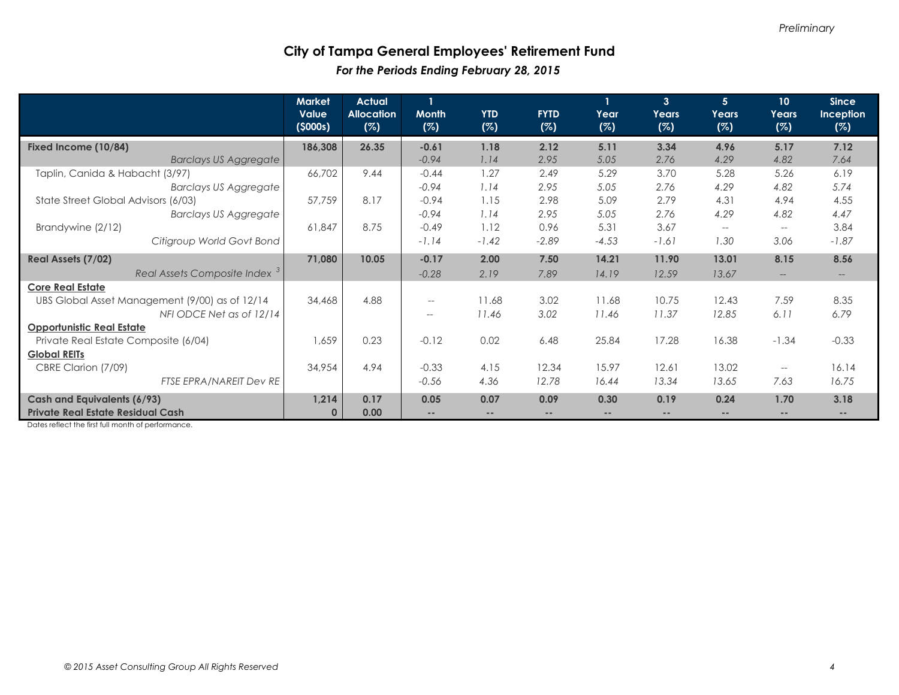*Preliminary*

# City of Tampa General Employees' Retirement Fund

***For the Periods Ending February 28, 2015***

| | Market Value ($000s) | Actual Allocation (%) | 1 Month (%) | YTD (%) | FYTD (%) | 1 Year (%) | 3 Years (%) | 5 Years (%) | 10 Years (%) | Since Inception (%) |
|---|---|---|---|---|---|---|---|---|---|---|
| **Fixed Income (10/84)** | **186,308** | **26.35** | **-0.61** | **1.18** | **2.12** | **5.11** | **3.34** | **4.96** | **5.17** | **7.12** |
| *Barclays US Aggregate* | | | *-0.94* | *1.14* | *2.95* | *5.05* | *2.76* | *4.29* | *4.82* | *7.64* |
| Taplin, Canida & Habacht (3/97) | 66,702 | 9.44 | -0.44 | 1.27 | 2.49 | 5.29 | 3.70 | 5.28 | 5.26 | 6.19 |
| *Barclays US Aggregate* | | | *-0.94* | *1.14* | *2.95* | *5.05* | *2.76* | *4.29* | *4.82* | *5.74* |
| State Street Global Advisors (6/03) | 57,759 | 8.17 | -0.94 | 1.15 | 2.98 | 5.09 | 2.79 | 4.31 | 4.94 | 4.55 |
| *Barclays US Aggregate* | | | *-0.94* | *1.14* | *2.95* | *5.05* | *2.76* | *4.29* | *4.82* | *4.47* |
| Brandywine (2/12) | 61,847 | 8.75 | -0.49 | 1.12 | 0.96 | 5.31 | 3.67 | -- | -- | 3.84 |
| *Citigroup World Govt Bond* | | | *-1.14* | *-1.42* | *-2.89* | *-4.53* | *-1.61* | *1.30* | *3.06* | *-1.87* |
| **Real Assets (7/02)** | **71,080** | **10.05** | **-0.17** | **2.00** | **7.50** | **14.21** | **11.90** | **13.01** | **8.15** | **8.56** |
| *Real Assets Composite Index [3]* | | | *-0.28* | *2.19* | *7.89* | *14.19* | *12.59* | *13.67* | -- | -- |
| **Core Real Estate** | | | | | | | | | | |
| UBS Global Asset Management (9/00) as of 12/14 | 34,468 | 4.88 | -- | 11.68 | 3.02 | 11.68 | 10.75 | 12.43 | 7.59 | 8.35 |
| *NFI ODCE Net as of 12/14* | | | -- | *11.46* | *3.02* | *11.46* | *11.37* | *12.85* | *6.11* | *6.79* |
| **Opportunistic Real Estate** | | | | | | | | | | |
| Private Real Estate Composite (6/04) | 1,659 | 0.23 | -0.12 | 0.02 | 6.48 | 25.84 | 17.28 | 16.38 | -1.34 | -0.33 |
| **Global REITs** | | | | | | | | | | |
| CBRE Clarion (7/09) | 34,954 | 4.94 | -0.33 | 4.15 | 12.34 | 15.97 | 12.61 | 13.02 | -- | 16.14 |
| *FTSE EPRA/NAREIT Dev RE* | | | *-0.56* | *4.36* | *12.78* | *16.44* | *13.34* | *13.65* | *7.63* | *16.75* |
| **Cash and Equivalents (6/93)** | **1,214** | **0.17** | **0.05** | **0.07** | **0.09** | **0.30** | **0.19** | **0.24** | **1.70** | **3.18** |
| **Private Real Estate Residual Cash** | **0** | **0.00** | -- | -- | -- | -- | -- | -- | -- | -- |

Dates reflect the first full month of performance.

*© 2015 Asset Consulting Group All Rights Reserved*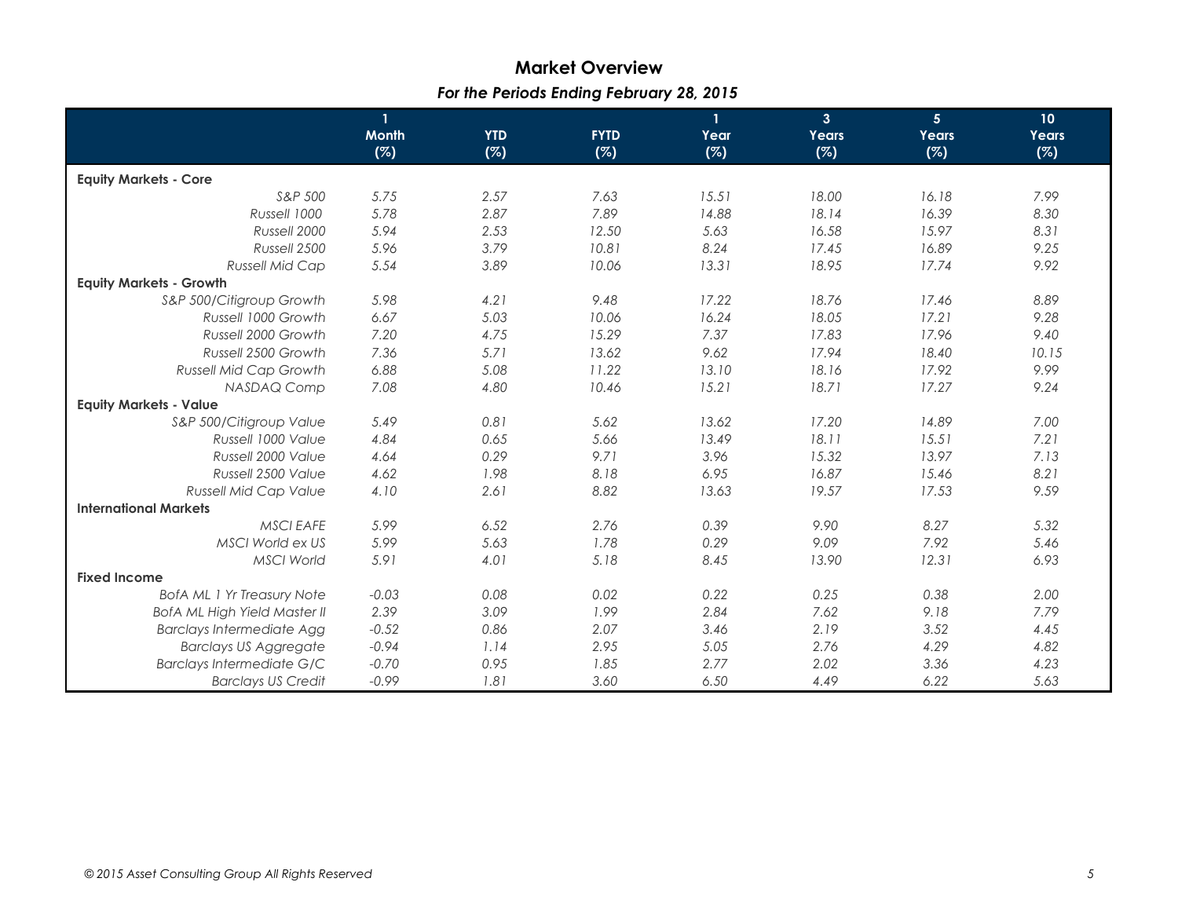# Market Overview

***For the Periods Ending February 28, 2015***

| | 1 Month (%) | YTD (%) | FYTD (%) | 1 Year (%) | 3 Years (%) | 5 Years (%) | 10 Years (%) |
|---|---|---|---|---|---|---|---|
| **Equity Markets - Core** | | | | | | | |
| *S&P 500* | *5.75* | *2.57* | *7.63* | *15.51* | *18.00* | *16.18* | *7.99* |
| *Russell 1000* | *5.78* | *2.87* | *7.89* | *14.88* | *18.14* | *16.39* | *8.30* |
| *Russell 2000* | *5.94* | *2.53* | *12.50* | *5.63* | *16.58* | *15.97* | *8.31* |
| *Russell 2500* | *5.96* | *3.79* | *10.81* | *8.24* | *17.45* | *16.89* | *9.25* |
| *Russell Mid Cap* | *5.54* | *3.89* | *10.06* | *13.31* | *18.95* | *17.74* | *9.92* |
| **Equity Markets - Growth** | | | | | | | |
| *S&P 500/Citigroup Growth* | *5.98* | *4.21* | *9.48* | *17.22* | *18.76* | *17.46* | *8.89* |
| *Russell 1000 Growth* | *6.67* | *5.03* | *10.06* | *16.24* | *18.05* | *17.21* | *9.28* |
| *Russell 2000 Growth* | *7.20* | *4.75* | *15.29* | *7.37* | *17.83* | *17.96* | *9.40* |
| *Russell 2500 Growth* | *7.36* | *5.71* | *13.62* | *9.62* | *17.94* | *18.40* | *10.15* |
| *Russell Mid Cap Growth* | *6.88* | *5.08* | *11.22* | *13.10* | *18.16* | *17.92* | *9.99* |
| *NASDAQ Comp* | *7.08* | *4.80* | *10.46* | *15.21* | *18.71* | *17.27* | *9.24* |
| **Equity Markets - Value** | | | | | | | |
| *S&P 500/Citigroup Value* | *5.49* | *0.81* | *5.62* | *13.62* | *17.20* | *14.89* | *7.00* |
| *Russell 1000 Value* | *4.84* | *0.65* | *5.66* | *13.49* | *18.11* | *15.51* | *7.21* |
| *Russell 2000 Value* | *4.64* | *0.29* | *9.71* | *3.96* | *15.32* | *13.97* | *7.13* |
| *Russell 2500 Value* | *4.62* | *1.98* | *8.18* | *6.95* | *16.87* | *15.46* | *8.21* |
| *Russell Mid Cap Value* | *4.10* | *2.61* | *8.82* | *13.63* | *19.57* | *17.53* | *9.59* |
| **International Markets** | | | | | | | |
| *MSCI EAFE* | *5.99* | *6.52* | *2.76* | *0.39* | *9.90* | *8.27* | *5.32* |
| *MSCI World ex US* | *5.99* | *5.63* | *1.78* | *0.29* | *9.09* | *7.92* | *5.46* |
| *MSCI World* | *5.91* | *4.01* | *5.18* | *8.45* | *13.90* | *12.31* | *6.93* |
| **Fixed Income** | | | | | | | |
| *BofA ML 1 Yr Treasury Note* | *-0.03* | *0.08* | *0.02* | *0.22* | *0.25* | *0.38* | *2.00* |
| *BofA ML High Yield Master II* | *2.39* | *3.09* | *1.99* | *2.84* | *7.62* | *9.18* | *7.79* |
| *Barclays Intermediate Agg* | *-0.52* | *0.86* | *2.07* | *3.46* | *2.19* | *3.52* | *4.45* |
| *Barclays US Aggregate* | *-0.94* | *1.14* | *2.95* | *5.05* | *2.76* | *4.29* | *4.82* |
| *Barclays Intermediate G/C* | *-0.70* | *0.95* | *1.85* | *2.77* | *2.02* | *3.36* | *4.23* |
| *Barclays US Credit* | *-0.99* | *1.81* | *3.60* | *6.50* | *4.49* | *6.22* | *5.63* |

*© 2015 Asset Consulting Group All Rights Reserved*